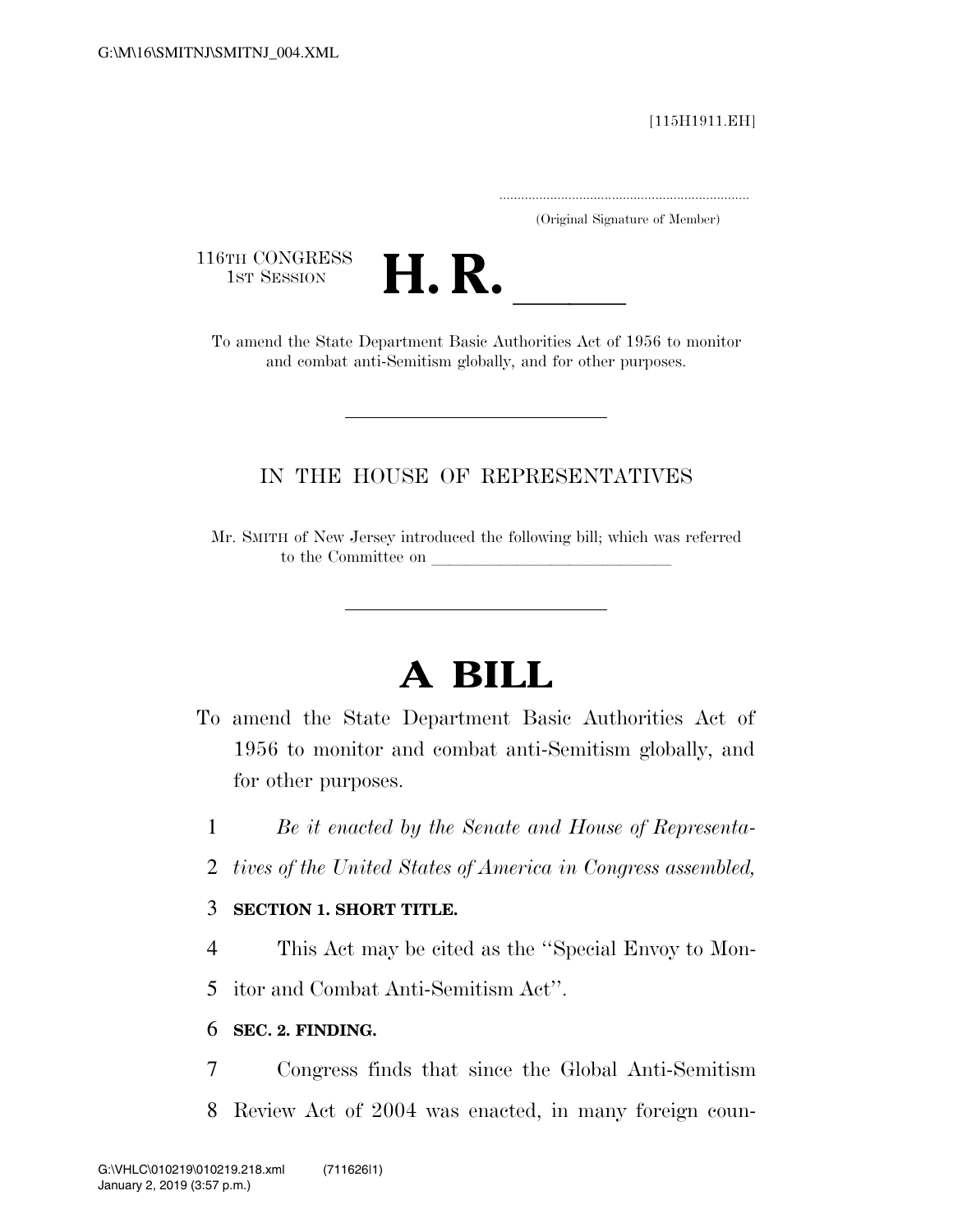[115H1911.EH]

.....................................................................
(Original Signature of Member)

116TH CONGRESS
1ST SESSION

# H. R. \_\_\_\_\_

To amend the State Department Basic Authorities Act of 1956 to monitor and combat anti-Semitism globally, and for other purposes.

---

IN THE HOUSE OF REPRESENTATIVES

Mr. SMITH of New Jersey introduced the following bill; which was referred to the Committee on \_\_\_\_\_\_\_\_\_\_\_\_\_\_\_\_\_\_\_\_\_\_\_\_\_\_\_\_\_\_

---

# A BILL

To amend the State Department Basic Authorities Act of 1956 to monitor and combat anti-Semitism globally, and for other purposes.

1 *Be it enacted by the Senate and House of Representa-*
2 *tives of the United States of America in Congress assembled,*

3 **SECTION 1. SHORT TITLE.**

4 This Act may be cited as the ''Special Envoy to Mon-
5 itor and Combat Anti-Semitism Act''.

6 **SEC. 2. FINDING.**

7 Congress finds that since the Global Anti-Semitism
8 Review Act of 2004 was enacted, in many foreign coun-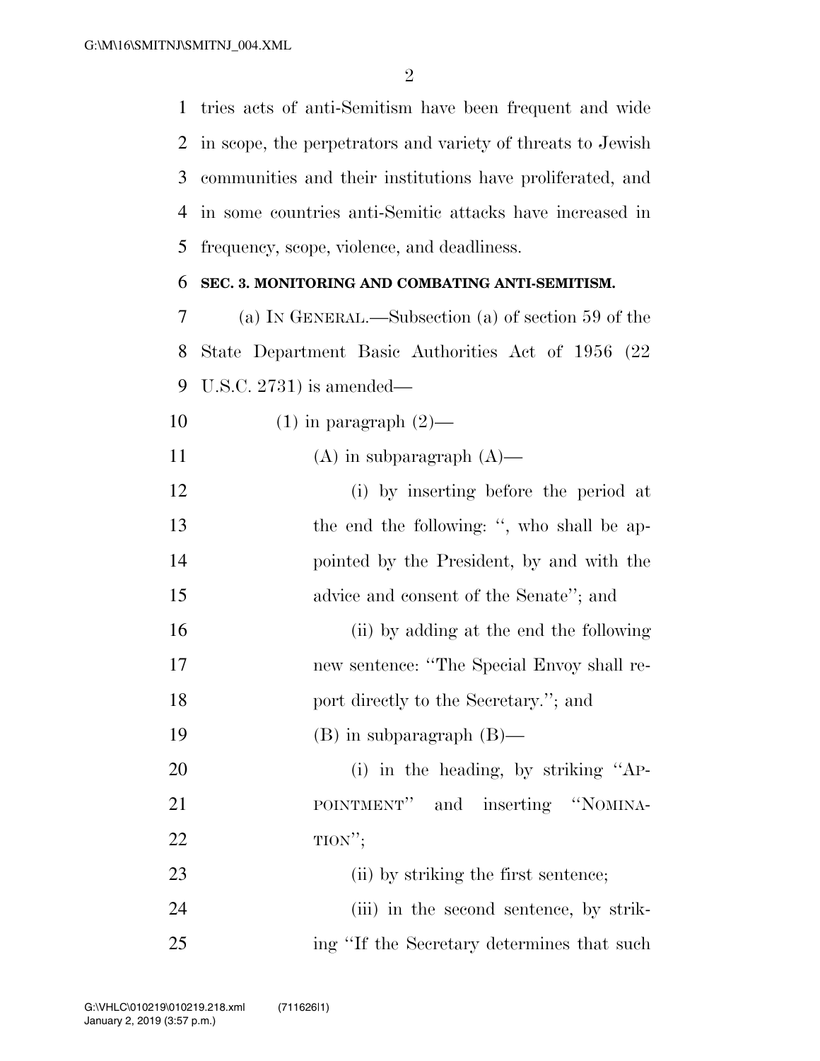tries acts of anti-Semitism have been frequent and wide in scope, the perpetrators and variety of threats to Jewish communities and their institutions have proliferated, and in some countries anti-Semitic attacks have increased in frequency, scope, violence, and deadliness.

**SEC. 3. MONITORING AND COMBATING ANTI-SEMITISM.**

(a) IN GENERAL.—Subsection (a) of section 59 of the State Department Basic Authorities Act of 1956 (22 U.S.C. 2731) is amended—

(1) in paragraph (2)—

(A) in subparagraph (A)—

(i) by inserting before the period at the end the following: ", who shall be appointed by the President, by and with the advice and consent of the Senate"; and

(ii) by adding at the end the following new sentence: "The Special Envoy shall report directly to the Secretary."; and

(B) in subparagraph (B)—

(i) in the heading, by striking "APPOINTMENT" and inserting "NOMINATION";

(ii) by striking the first sentence;

(iii) in the second sentence, by striking "If the Secretary determines that such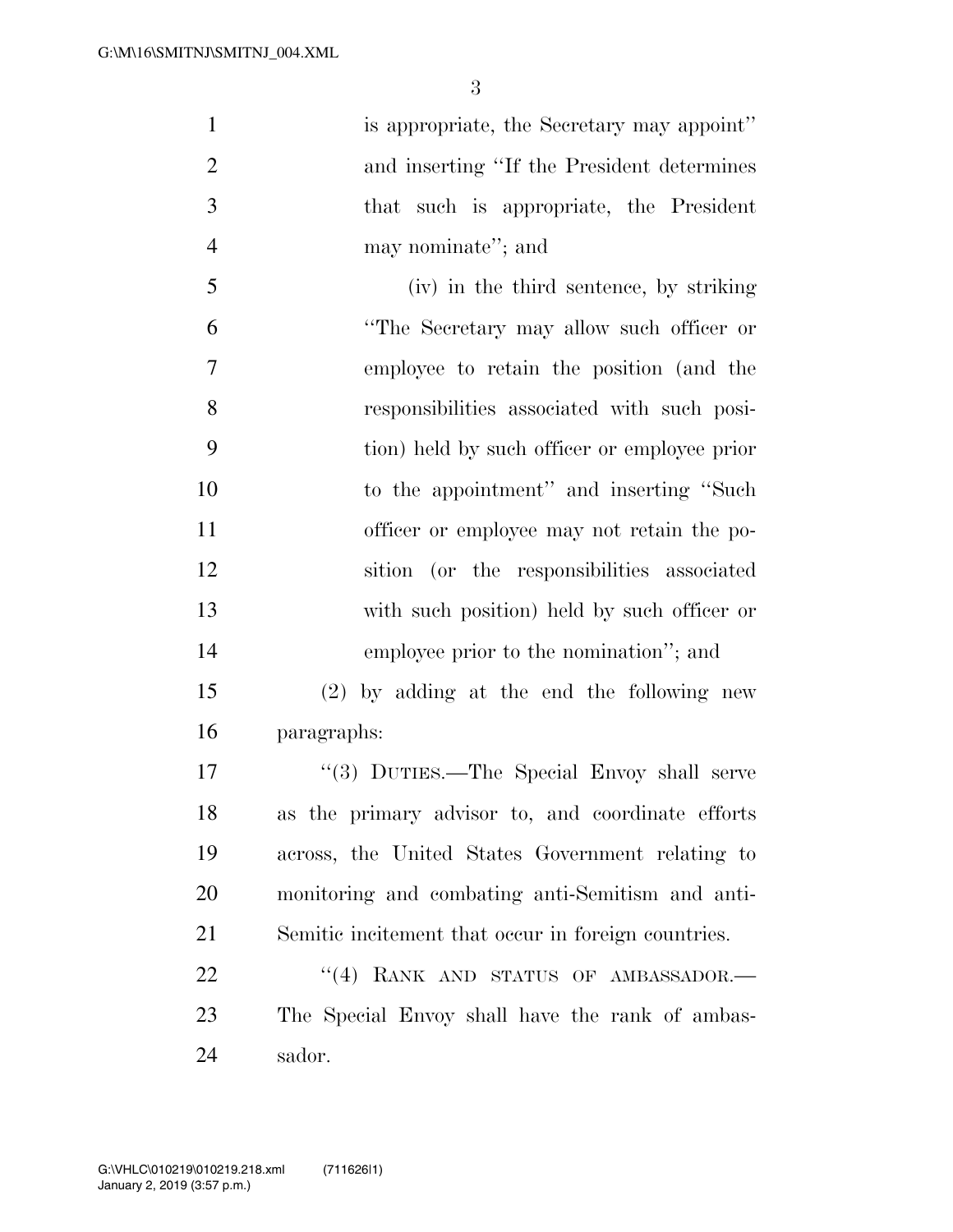is appropriate, the Secretary may appoint'' and inserting ''If the President determines that such is appropriate, the President may nominate''; and

(iv) in the third sentence, by striking ''The Secretary may allow such officer or employee to retain the position (and the responsibilities associated with such position) held by such officer or employee prior to the appointment'' and inserting ''Such officer or employee may not retain the position (or the responsibilities associated with such position) held by such officer or employee prior to the nomination''; and

(2) by adding at the end the following new paragraphs:

''(3) DUTIES.—The Special Envoy shall serve as the primary advisor to, and coordinate efforts across, the United States Government relating to monitoring and combating anti-Semitism and anti-Semitic incitement that occur in foreign countries.

''(4) RANK AND STATUS OF AMBASSADOR.—The Special Envoy shall have the rank of ambassador.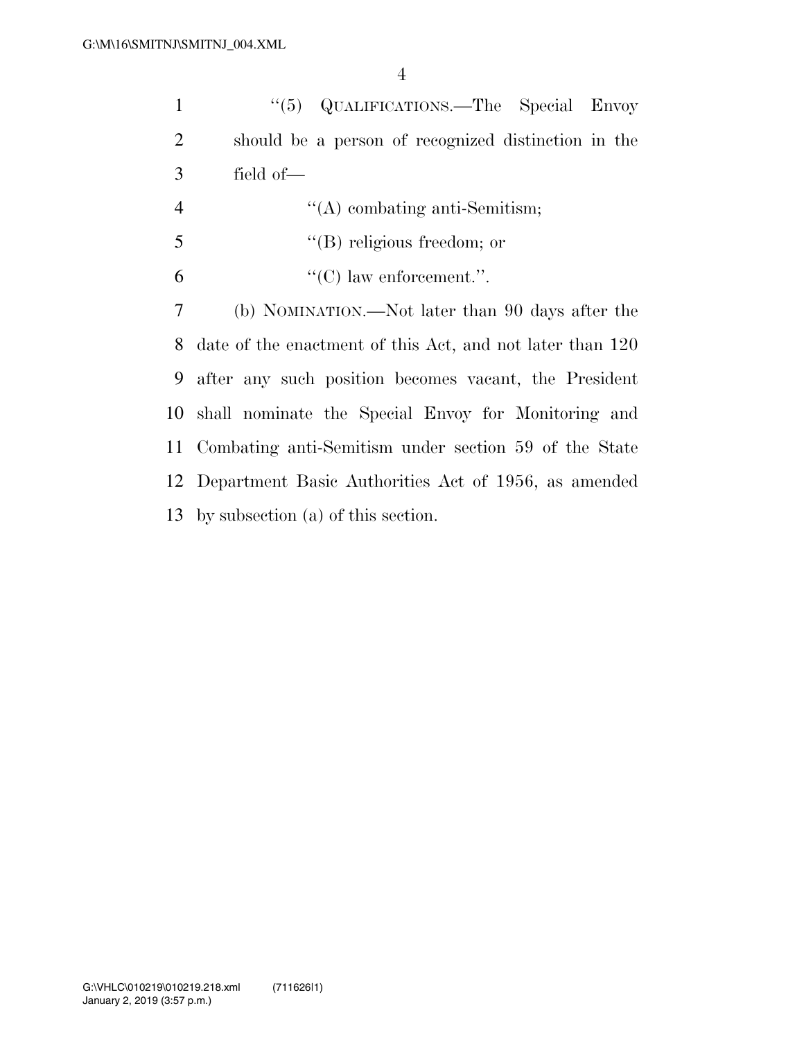"(5) QUALIFICATIONS.—The Special Envoy should be a person of recognized distinction in the field of—

"(A) combating anti-Semitism;

"(B) religious freedom; or

"(C) law enforcement.".

(b) NOMINATION.—Not later than 90 days after the date of the enactment of this Act, and not later than 120 after any such position becomes vacant, the President shall nominate the Special Envoy for Monitoring and Combating anti-Semitism under section 59 of the State Department Basic Authorities Act of 1956, as amended by subsection (a) of this section.